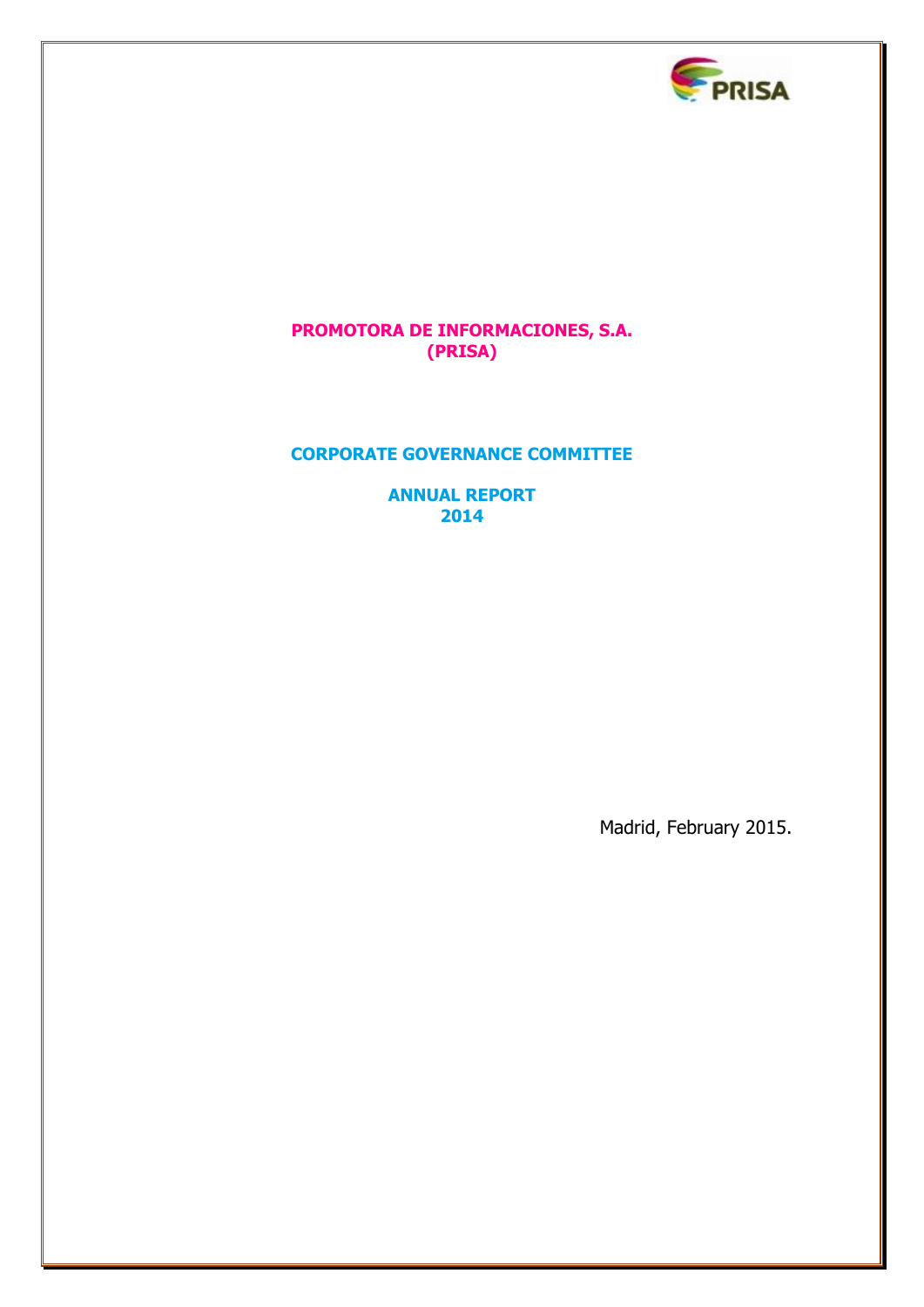**PROMOTORA DE INFORMACIONES, S.A.**
**(PRISA)**

**CORPORATE GOVERNANCE COMMITTEE**

**ANNUAL REPORT**
**2014**

Madrid, February 2015.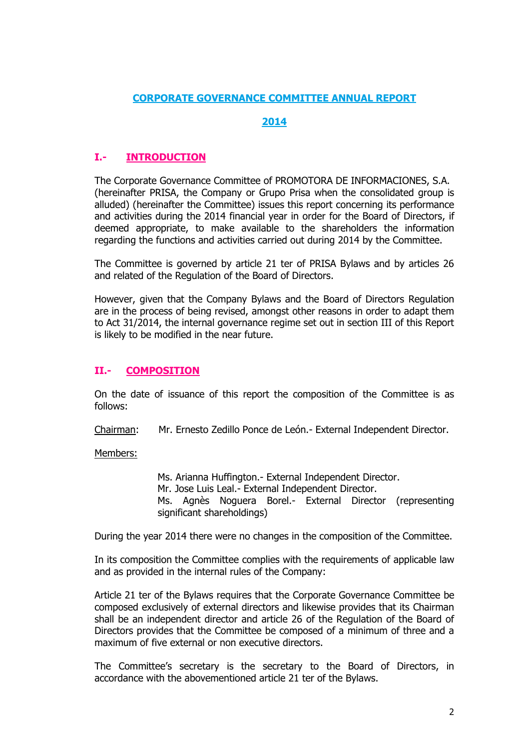# CORPORATE GOVERNANCE COMMITTEE ANNUAL REPORT

# 2014

## I.- INTRODUCTION

The Corporate Governance Committee of PROMOTORA DE INFORMACIONES, S.A. (hereinafter PRISA, the Company or Grupo Prisa when the consolidated group is alluded) (hereinafter the Committee) issues this report concerning its performance and activities during the 2014 financial year in order for the Board of Directors, if deemed appropriate, to make available to the shareholders the information regarding the functions and activities carried out during 2014 by the Committee.

The Committee is governed by article 21 ter of PRISA Bylaws and by articles 26 and related of the Regulation of the Board of Directors.

However, given that the Company Bylaws and the Board of Directors Regulation are in the process of being revised, amongst other reasons in order to adapt them to Act 31/2014, the internal governance regime set out in section III of this Report is likely to be modified in the near future.

## II.- COMPOSITION

On the date of issuance of this report the composition of the Committee is as follows:

Chairman: Mr. Ernesto Zedillo Ponce de León.- External Independent Director.

Members:

- Ms. Arianna Huffington.- External Independent Director.
- Mr. Jose Luis Leal.- External Independent Director.
- Ms. Agnès Noguera Borel.- External Director (representing significant shareholdings)

During the year 2014 there were no changes in the composition of the Committee.

In its composition the Committee complies with the requirements of applicable law and as provided in the internal rules of the Company:

Article 21 ter of the Bylaws requires that the Corporate Governance Committee be composed exclusively of external directors and likewise provides that its Chairman shall be an independent director and article 26 of the Regulation of the Board of Directors provides that the Committee be composed of a minimum of three and a maximum of five external or non executive directors.

The Committee's secretary is the secretary to the Board of Directors, in accordance with the abovementioned article 21 ter of the Bylaws.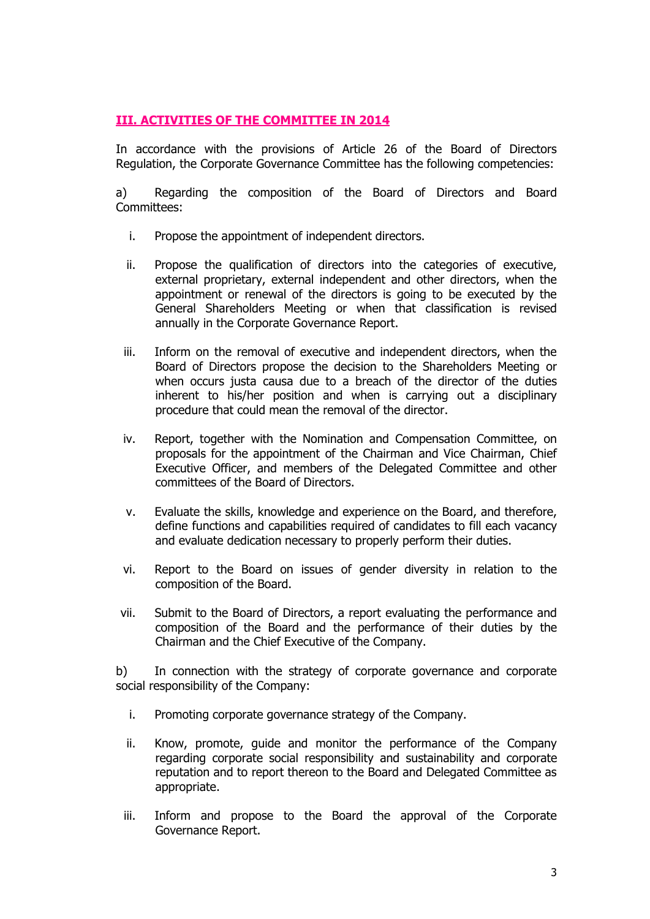## **III. ACTIVITIES OF THE COMMITTEE IN 2014**

In accordance with the provisions of Article 26 of the Board of Directors Regulation, the Corporate Governance Committee has the following competencies:

a) Regarding the composition of the Board of Directors and Board Committees:

i. Propose the appointment of independent directors.

ii. Propose the qualification of directors into the categories of executive, external proprietary, external independent and other directors, when the appointment or renewal of the directors is going to be executed by the General Shareholders Meeting or when that classification is revised annually in the Corporate Governance Report.

iii. Inform on the removal of executive and independent directors, when the Board of Directors propose the decision to the Shareholders Meeting or when occurs justa causa due to a breach of the director of the duties inherent to his/her position and when is carrying out a disciplinary procedure that could mean the removal of the director.

iv. Report, together with the Nomination and Compensation Committee, on proposals for the appointment of the Chairman and Vice Chairman, Chief Executive Officer, and members of the Delegated Committee and other committees of the Board of Directors.

v. Evaluate the skills, knowledge and experience on the Board, and therefore, define functions and capabilities required of candidates to fill each vacancy and evaluate dedication necessary to properly perform their duties.

vi. Report to the Board on issues of gender diversity in relation to the composition of the Board.

vii. Submit to the Board of Directors, a report evaluating the performance and composition of the Board and the performance of their duties by the Chairman and the Chief Executive of the Company.

b) In connection with the strategy of corporate governance and corporate social responsibility of the Company:

i. Promoting corporate governance strategy of the Company.

ii. Know, promote, guide and monitor the performance of the Company regarding corporate social responsibility and sustainability and corporate reputation and to report thereon to the Board and Delegated Committee as appropriate.

iii. Inform and propose to the Board the approval of the Corporate Governance Report.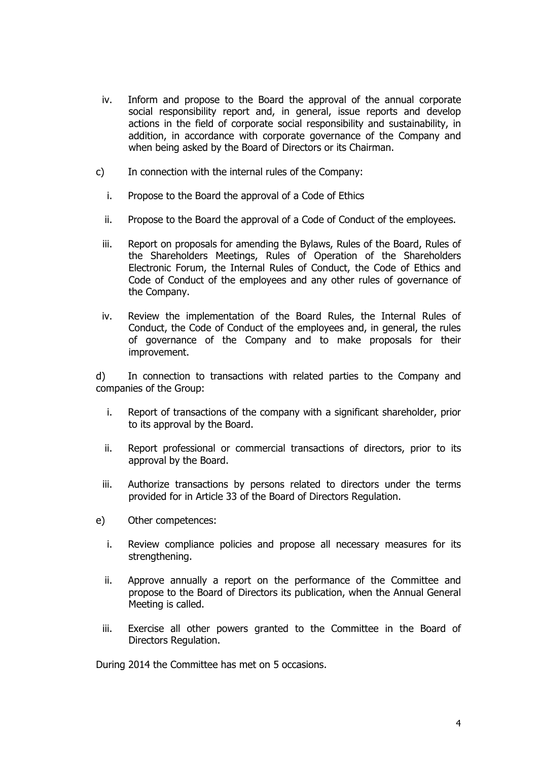iv. Inform and propose to the Board the approval of the annual corporate social responsibility report and, in general, issue reports and develop actions in the field of corporate social responsibility and sustainability, in addition, in accordance with corporate governance of the Company and when being asked by the Board of Directors or its Chairman.

c) In connection with the internal rules of the Company:

i. Propose to the Board the approval of a Code of Ethics

ii. Propose to the Board the approval of a Code of Conduct of the employees.

iii. Report on proposals for amending the Bylaws, Rules of the Board, Rules of the Shareholders Meetings, Rules of Operation of the Shareholders Electronic Forum, the Internal Rules of Conduct, the Code of Ethics and Code of Conduct of the employees and any other rules of governance of the Company.

iv. Review the implementation of the Board Rules, the Internal Rules of Conduct, the Code of Conduct of the employees and, in general, the rules of governance of the Company and to make proposals for their improvement.

d) In connection to transactions with related parties to the Company and companies of the Group:

i. Report of transactions of the company with a significant shareholder, prior to its approval by the Board.

ii. Report professional or commercial transactions of directors, prior to its approval by the Board.

iii. Authorize transactions by persons related to directors under the terms provided for in Article 33 of the Board of Directors Regulation.

e) Other competences:

i. Review compliance policies and propose all necessary measures for its strengthening.

ii. Approve annually a report on the performance of the Committee and propose to the Board of Directors its publication, when the Annual General Meeting is called.

iii. Exercise all other powers granted to the Committee in the Board of Directors Regulation.

During 2014 the Committee has met on 5 occasions.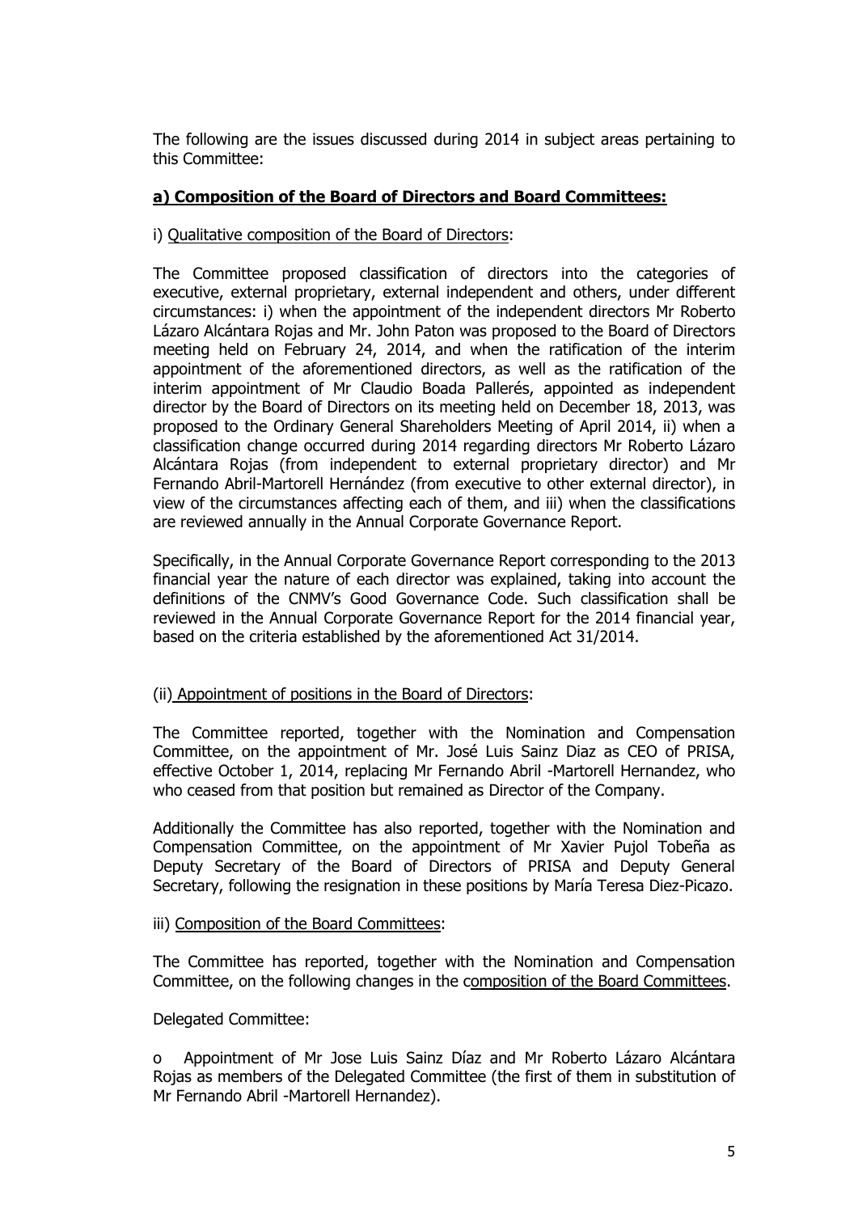The following are the issues discussed during 2014 in subject areas pertaining to this Committee:

**a) Composition of the Board of Directors and Board Committees:**

i) Qualitative composition of the Board of Directors:

The Committee proposed classification of directors into the categories of executive, external proprietary, external independent and others, under different circumstances: i) when the appointment of the independent directors Mr Roberto Lázaro Alcántara Rojas and Mr. John Paton was proposed to the Board of Directors meeting held on February 24, 2014, and when the ratification of the interim appointment of the aforementioned directors, as well as the ratification of the interim appointment of Mr Claudio Boada Pallerés, appointed as independent director by the Board of Directors on its meeting held on December 18, 2013, was proposed to the Ordinary General Shareholders Meeting of April 2014, ii) when a classification change occurred during 2014 regarding directors Mr Roberto Lázaro Alcántara Rojas (from independent to external proprietary director) and Mr Fernando Abril-Martorell Hernández (from executive to other external director), in view of the circumstances affecting each of them, and iii) when the classifications are reviewed annually in the Annual Corporate Governance Report.

Specifically, in the Annual Corporate Governance Report corresponding to the 2013 financial year the nature of each director was explained, taking into account the definitions of the CNMV's Good Governance Code. Such classification shall be reviewed in the Annual Corporate Governance Report for the 2014 financial year, based on the criteria established by the aforementioned Act 31/2014.

(ii) Appointment of positions in the Board of Directors:

The Committee reported, together with the Nomination and Compensation Committee, on the appointment of Mr. José Luis Sainz Diaz as CEO of PRISA, effective October 1, 2014, replacing Mr Fernando Abril -Martorell Hernandez, who who ceased from that position but remained as Director of the Company.

Additionally the Committee has also reported, together with the Nomination and Compensation Committee, on the appointment of Mr Xavier Pujol Tobeña as Deputy Secretary of the Board of Directors of PRISA and Deputy General Secretary, following the resignation in these positions by María Teresa Diez-Picazo.

iii) Composition of the Board Committees:

The Committee has reported, together with the Nomination and Compensation Committee, on the following changes in the composition of the Board Committees.

Delegated Committee:

- Appointment of Mr Jose Luis Sainz Díaz and Mr Roberto Lázaro Alcántara Rojas as members of the Delegated Committee (the first of them in substitution of Mr Fernando Abril -Martorell Hernandez).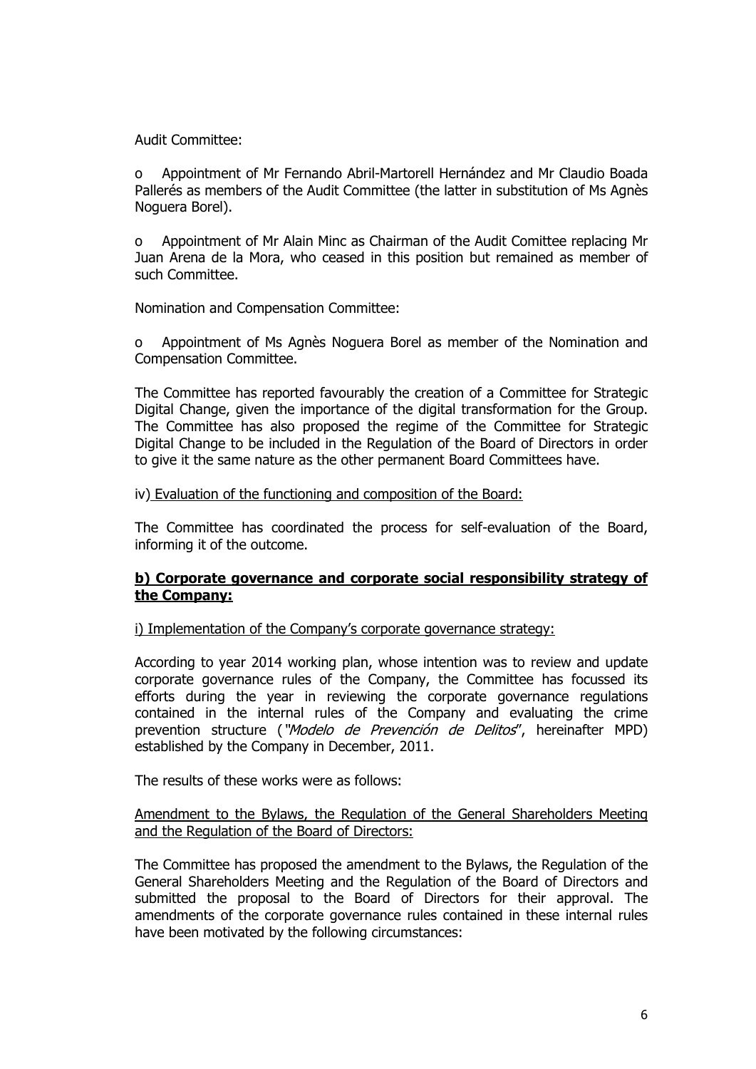Audit Committee:

- Appointment of Mr Fernando Abril-Martorell Hernández and Mr Claudio Boada Pallerés as members of the Audit Committee (the latter in substitution of Ms Agnès Noguera Borel).

- Appointment of Mr Alain Minc as Chairman of the Audit Comittee replacing Mr Juan Arena de la Mora, who ceased in this position but remained as member of such Committee.

Nomination and Compensation Committee:

- Appointment of Ms Agnès Noguera Borel as member of the Nomination and Compensation Committee.

The Committee has reported favourably the creation of a Committee for Strategic Digital Change, given the importance of the digital transformation for the Group. The Committee has also proposed the regime of the Committee for Strategic Digital Change to be included in the Regulation of the Board of Directors in order to give it the same nature as the other permanent Board Committees have.

<u>iv) Evaluation of the functioning and composition of the Board:</u>

The Committee has coordinated the process for self-evaluation of the Board, informing it of the outcome.

**<u>b) Corporate governance and corporate social responsibility strategy of the Company:</u>**

<u>i) Implementation of the Company's corporate governance strategy:</u>

According to year 2014 working plan, whose intention was to review and update corporate governance rules of the Company, the Committee has focussed its efforts during the year in reviewing the corporate governance regulations contained in the internal rules of the Company and evaluating the crime prevention structure ("*Modelo de Prevención de Delitos*", hereinafter MPD) established by the Company in December, 2011.

The results of these works were as follows:

<u>Amendment to the Bylaws, the Regulation of the General Shareholders Meeting and the Regulation of the Board of Directors:</u>

The Committee has proposed the amendment to the Bylaws, the Regulation of the General Shareholders Meeting and the Regulation of the Board of Directors and submitted the proposal to the Board of Directors for their approval. The amendments of the corporate governance rules contained in these internal rules have been motivated by the following circumstances: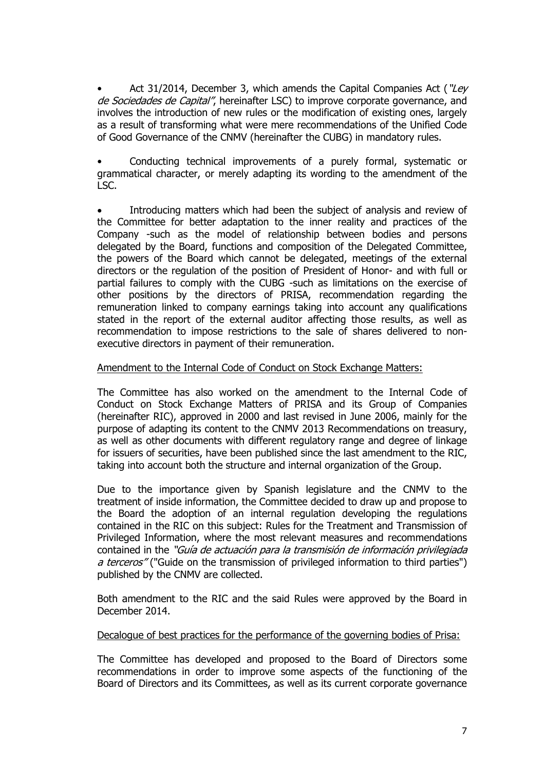- Act 31/2014, December 3, which amends the Capital Companies Act (*"Ley de Sociedades de Capital"*, hereinafter LSC) to improve corporate governance, and involves the introduction of new rules or the modification of existing ones, largely as a result of transforming what were mere recommendations of the Unified Code of Good Governance of the CNMV (hereinafter the CUBG) in mandatory rules.

- Conducting technical improvements of a purely formal, systematic or grammatical character, or merely adapting its wording to the amendment of the LSC.

- Introducing matters which had been the subject of analysis and review of the Committee for better adaptation to the inner reality and practices of the Company -such as the model of relationship between bodies and persons delegated by the Board, functions and composition of the Delegated Committee, the powers of the Board which cannot be delegated, meetings of the external directors or the regulation of the position of President of Honor- and with full or partial failures to comply with the CUBG -such as limitations on the exercise of other positions by the directors of PRISA, recommendation regarding the remuneration linked to company earnings taking into account any qualifications stated in the report of the external auditor affecting those results, as well as recommendation to impose restrictions to the sale of shares delivered to non-executive directors in payment of their remuneration.

<u>Amendment to the Internal Code of Conduct on Stock Exchange Matters:</u>

The Committee has also worked on the amendment to the Internal Code of Conduct on Stock Exchange Matters of PRISA and its Group of Companies (hereinafter RIC), approved in 2000 and last revised in June 2006, mainly for the purpose of adapting its content to the CNMV 2013 Recommendations on treasury, as well as other documents with different regulatory range and degree of linkage for issuers of securities, have been published since the last amendment to the RIC, taking into account both the structure and internal organization of the Group.

Due to the importance given by Spanish legislature and the CNMV to the treatment of inside information, the Committee decided to draw up and propose to the Board the adoption of an internal regulation developing the regulations contained in the RIC on this subject: Rules for the Treatment and Transmission of Privileged Information, where the most relevant measures and recommendations contained in the *"Guía de actuación para la transmisión de información privilegiada a terceros"* ("Guide on the transmission of privileged information to third parties") published by the CNMV are collected.

Both amendment to the RIC and the said Rules were approved by the Board in December 2014.

<u>Decalogue of best practices for the performance of the governing bodies of Prisa:</u>

The Committee has developed and proposed to the Board of Directors some recommendations in order to improve some aspects of the functioning of the Board of Directors and its Committees, as well as its current corporate governance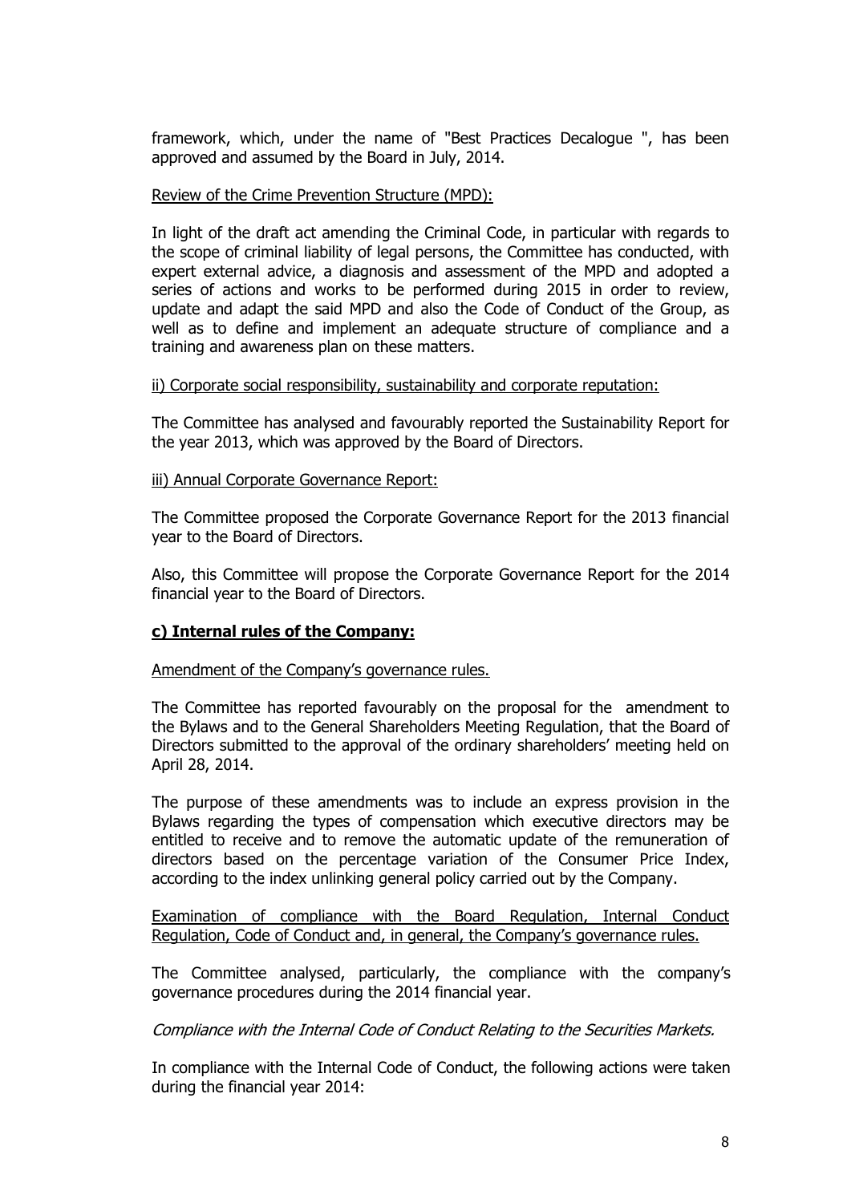framework, which, under the name of "Best Practices Decalogue ", has been approved and assumed by the Board in July, 2014.

Review of the Crime Prevention Structure (MPD):

In light of the draft act amending the Criminal Code, in particular with regards to the scope of criminal liability of legal persons, the Committee has conducted, with expert external advice, a diagnosis and assessment of the MPD and adopted a series of actions and works to be performed during 2015 in order to review, update and adapt the said MPD and also the Code of Conduct of the Group, as well as to define and implement an adequate structure of compliance and a training and awareness plan on these matters.

ii) Corporate social responsibility, sustainability and corporate reputation:

The Committee has analysed and favourably reported the Sustainability Report for the year 2013, which was approved by the Board of Directors.

iii) Annual Corporate Governance Report:

The Committee proposed the Corporate Governance Report for the 2013 financial year to the Board of Directors.

Also, this Committee will propose the Corporate Governance Report for the 2014 financial year to the Board of Directors.

**c) Internal rules of the Company:**

Amendment of the Company's governance rules.

The Committee has reported favourably on the proposal for the amendment to the Bylaws and to the General Shareholders Meeting Regulation, that the Board of Directors submitted to the approval of the ordinary shareholders' meeting held on April 28, 2014.

The purpose of these amendments was to include an express provision in the Bylaws regarding the types of compensation which executive directors may be entitled to receive and to remove the automatic update of the remuneration of directors based on the percentage variation of the Consumer Price Index, according to the index unlinking general policy carried out by the Company.

Examination of compliance with the Board Regulation, Internal Conduct Regulation, Code of Conduct and, in general, the Company's governance rules.

The Committee analysed, particularly, the compliance with the company's governance procedures during the 2014 financial year.

*Compliance with the Internal Code of Conduct Relating to the Securities Markets.*

In compliance with the Internal Code of Conduct, the following actions were taken during the financial year 2014: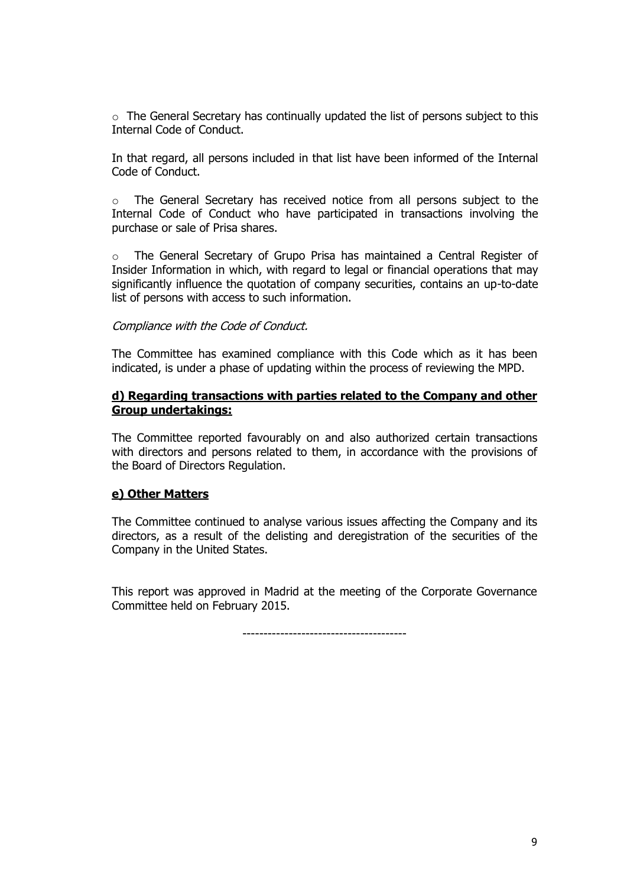- The General Secretary has continually updated the list of persons subject to this Internal Code of Conduct.

  In that regard, all persons included in that list have been informed of the Internal Code of Conduct.

- The General Secretary has received notice from all persons subject to the Internal Code of Conduct who have participated in transactions involving the purchase or sale of Prisa shares.

- The General Secretary of Grupo Prisa has maintained a Central Register of Insider Information in which, with regard to legal or financial operations that may significantly influence the quotation of company securities, contains an up-to-date list of persons with access to such information.

*Compliance with the Code of Conduct.*

The Committee has examined compliance with this Code which as it has been indicated, is under a phase of updating within the process of reviewing the MPD.

**d) Regarding transactions with parties related to the Company and other Group undertakings:**

The Committee reported favourably on and also authorized certain transactions with directors and persons related to them, in accordance with the provisions of the Board of Directors Regulation.

**e) Other Matters**

The Committee continued to analyse various issues affecting the Company and its directors, as a result of the delisting and deregistration of the securities of the Company in the United States.

This report was approved in Madrid at the meeting of the Corporate Governance Committee held on February 2015.

--------------------------------------